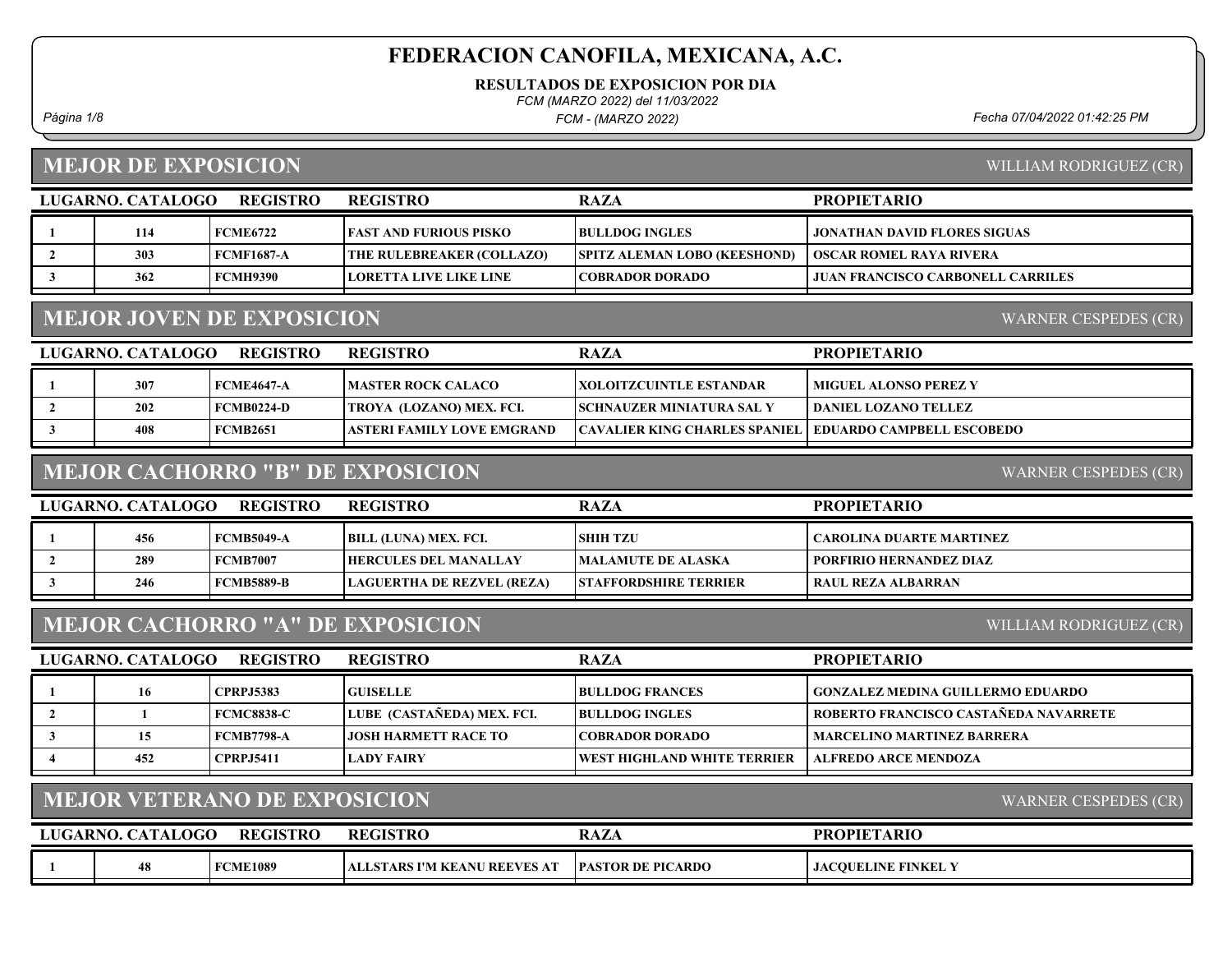# FEDERACION CANOFILA, MEXICANA, A.C.

**RESULTADOS DE EXPOSICION POR DIA**

*FCM (MARZO 2022) del 11/03/2022*

*FCM - (MARZO 2022)*

*Fecha 07/04/2022 01:42:25 PM*

## MEJOR DE EXPOSICION

WILLIAM RODRIGUEZ (CR)

| LUGAR | NO. CATALOGO | REGISTRO | REGISTRO | RAZA | PROPIETARIO |
|---|---|---|---|---|---|
| 1 | 114 | FCME6722 | FAST AND FURIOUS PISKO | BULLDOG INGLES | JONATHAN DAVID FLORES SIGUAS |
| 2 | 303 | FCMF1687-A | THE RULEBREAKER (COLLAZO) | SPITZ ALEMAN LOBO (KEESHOND) | OSCAR ROMEL RAYA RIVERA |
| 3 | 362 | FCMH9390 | LORETTA LIVE LIKE LINE | COBRADOR DORADO | JUAN FRANCISCO CARBONELL CARRILES |

## MEJOR JOVEN DE EXPOSICION

WARNER CESPEDES (CR)

| LUGAR | NO. CATALOGO | REGISTRO | REGISTRO | RAZA | PROPIETARIO |
|---|---|---|---|---|---|
| 1 | 307 | FCME4647-A | MASTER ROCK CALACO | XOLOITZCUINTLE ESTANDAR | MIGUEL ALONSO PEREZ Y |
| 2 | 202 | FCMB0224-D | TROYA (LOZANO) MEX. FCI. | SCHNAUZER MINIATURA SAL Y | DANIEL LOZANO TELLEZ |
| 3 | 408 | FCMB2651 | ASTERI FAMILY LOVE EMGRAND | CAVALIER KING CHARLES SPANIEL | EDUARDO CAMPBELL ESCOBEDO |

## MEJOR CACHORRO "B" DE EXPOSICION

WARNER CESPEDES (CR)

| LUGAR | NO. CATALOGO | REGISTRO | REGISTRO | RAZA | PROPIETARIO |
|---|---|---|---|---|---|
| 1 | 456 | FCMB5049-A | BILL (LUNA) MEX. FCI. | SHIH TZU | CAROLINA DUARTE MARTINEZ |
| 2 | 289 | FCMB7007 | HERCULES DEL MANALLAY | MALAMUTE DE ALASKA | PORFIRIO HERNANDEZ DIAZ |
| 3 | 246 | FCMB5889-B | LAGUERTHA DE REZVEL (REZA) | STAFFORDSHIRE TERRIER | RAUL REZA ALBARRAN |

## MEJOR CACHORRO "A" DE EXPOSICION

WILLIAM RODRIGUEZ (CR)

| LUGAR | NO. CATALOGO | REGISTRO | REGISTRO | RAZA | PROPIETARIO |
|---|---|---|---|---|---|
| 1 | 16 | CPRPJ5383 | GUISELLE | BULLDOG FRANCES | GONZALEZ MEDINA GUILLERMO EDUARDO |
| 2 | 1 | FCMC8838-C | LUBE (CASTAÑEDA) MEX. FCI. | BULLDOG INGLES | ROBERTO FRANCISCO CASTAÑEDA NAVARRETE |
| 3 | 15 | FCMB7798-A | JOSH HARMETT RACE TO | COBRADOR DORADO | MARCELINO MARTINEZ BARRERA |
| 4 | 452 | CPRPJ5411 | LADY FAIRY | WEST HIGHLAND WHITE TERRIER | ALFREDO ARCE MENDOZA |

## MEJOR VETERANO DE EXPOSICION

WARNER CESPEDES (CR)

| LUGAR | NO. CATALOGO | REGISTRO | REGISTRO | RAZA | PROPIETARIO |
|---|---|---|---|---|---|
| 1 | 48 | FCME1089 | ALLSTARS I'M KEANU REEVES AT | PASTOR DE PICARDO | JACQUELINE FINKEL Y |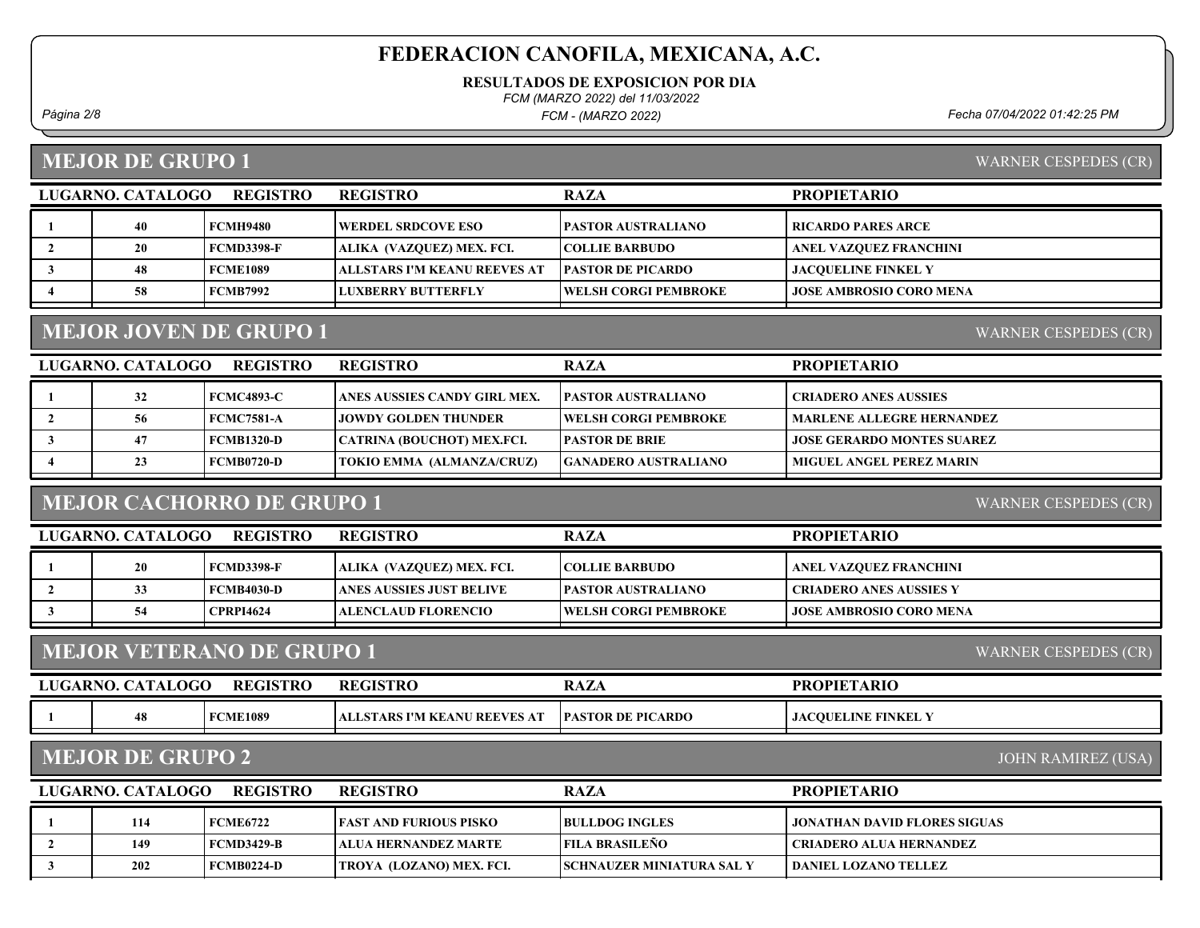# FEDERACION CANOFILA, MEXICANA, A.C.

**RESULTADOS DE EXPOSICION POR DIA**

*FCM (MARZO 2022) del 11/03/2022*

*FCM - (MARZO 2022)*

*Fecha 07/04/2022 01:42:25 PM*

## MEJOR DE GRUPO 1

WARNER CESPEDES (CR)

| LUGAR | NO. CATALOGO | REGISTRO | REGISTRO | RAZA | PROPIETARIO |
|---|---|---|---|---|---|
| 1 | 40 | FCMH9480 | WERDEL SRDCOVE ESO | PASTOR AUSTRALIANO | RICARDO PARES ARCE |
| 2 | 20 | FCMD3398-F | ALIKA (VAZQUEZ) MEX. FCI. | COLLIE BARBUDO | ANEL VAZQUEZ FRANCHINI |
| 3 | 48 | FCME1089 | ALLSTARS I'M KEANU REEVES AT | PASTOR DE PICARDO | JACQUELINE FINKEL Y |
| 4 | 58 | FCMB7992 | LUXBERRY BUTTERFLY | WELSH CORGI PEMBROKE | JOSE AMBROSIO CORO MENA |

## MEJOR JOVEN DE GRUPO 1

WARNER CESPEDES (CR)

| LUGAR | NO. CATALOGO | REGISTRO | REGISTRO | RAZA | PROPIETARIO |
|---|---|---|---|---|---|
| 1 | 32 | FCMC4893-C | ANES AUSSIES CANDY GIRL MEX. | PASTOR AUSTRALIANO | CRIADERO ANES AUSSIES |
| 2 | 56 | FCMC7581-A | JOWDY GOLDEN THUNDER | WELSH CORGI PEMBROKE | MARLENE ALLEGRE HERNANDEZ |
| 3 | 47 | FCMB1320-D | CATRINA (BOUCHOT) MEX.FCI. | PASTOR DE BRIE | JOSE GERARDO MONTES SUAREZ |
| 4 | 23 | FCMB0720-D | TOKIO EMMA (ALMANZA/CRUZ) | GANADERO AUSTRALIANO | MIGUEL ANGEL PEREZ MARIN |

## MEJOR CACHORRO DE GRUPO 1

WARNER CESPEDES (CR)

| LUGAR | NO. CATALOGO | REGISTRO | REGISTRO | RAZA | PROPIETARIO |
|---|---|---|---|---|---|
| 1 | 20 | FCMD3398-F | ALIKA (VAZQUEZ) MEX. FCI. | COLLIE BARBUDO | ANEL VAZQUEZ FRANCHINI |
| 2 | 33 | FCMB4030-D | ANES AUSSIES JUST BELIVE | PASTOR AUSTRALIANO | CRIADERO ANES AUSSIES Y |
| 3 | 54 | CPRPI4624 | ALENCLAUD FLORENCIO | WELSH CORGI PEMBROKE | JOSE AMBROSIO CORO MENA |

## MEJOR VETERANO DE GRUPO 1

WARNER CESPEDES (CR)

| LUGAR | NO. CATALOGO | REGISTRO | REGISTRO | RAZA | PROPIETARIO |
|---|---|---|---|---|---|
| 1 | 48 | FCME1089 | ALLSTARS I'M KEANU REEVES AT | PASTOR DE PICARDO | JACQUELINE FINKEL Y |

## MEJOR DE GRUPO 2

JOHN RAMIREZ (USA)

| LUGAR | NO. CATALOGO | REGISTRO | REGISTRO | RAZA | PROPIETARIO |
|---|---|---|---|---|---|
| 1 | 114 | FCME6722 | FAST AND FURIOUS PISKO | BULLDOG INGLES | JONATHAN DAVID FLORES SIGUAS |
| 2 | 149 | FCMD3429-B | ALUA HERNANDEZ MARTE | FILA BRASILEÑO | CRIADERO ALUA HERNANDEZ |
| 3 | 202 | FCMB0224-D | TROYA (LOZANO) MEX. FCI. | SCHNAUZER MINIATURA SAL Y | DANIEL LOZANO TELLEZ |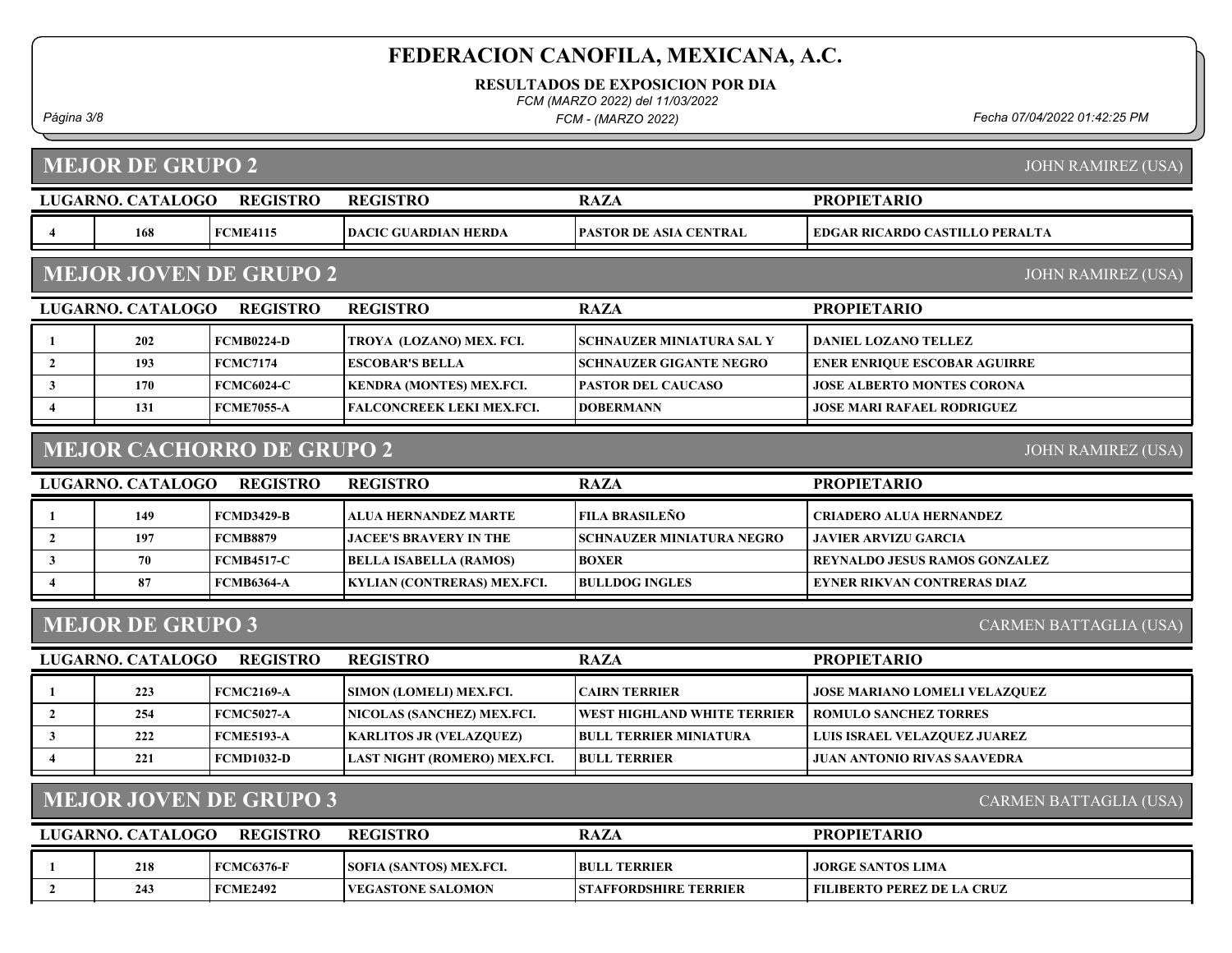## MEJOR DE GRUPO 2

JOHN RAMIREZ (USA)

| LUGAR | NO. CATALOGO | REGISTRO | REGISTRO | RAZA | PROPIETARIO |
|---|---|---|---|---|---|
| 4 | 168 | FCME4115 | DACIC GUARDIAN HERDA | PASTOR DE ASIA CENTRAL | EDGAR RICARDO CASTILLO PERALTA |

## MEJOR JOVEN DE GRUPO 2

JOHN RAMIREZ (USA)

| LUGAR | NO. CATALOGO | REGISTRO | REGISTRO | RAZA | PROPIETARIO |
|---|---|---|---|---|---|
| 1 | 202 | FCMB0224-D | TROYA (LOZANO) MEX. FCI. | SCHNAUZER MINIATURA SAL Y | DANIEL LOZANO TELLEZ |
| 2 | 193 | FCMC7174 | ESCOBAR'S BELLA | SCHNAUZER GIGANTE NEGRO | ENER ENRIQUE ESCOBAR AGUIRRE |
| 3 | 170 | FCMC6024-C | KENDRA (MONTES) MEX.FCI. | PASTOR DEL CAUCASO | JOSE ALBERTO MONTES CORONA |
| 4 | 131 | FCME7055-A | FALCONCREEK LEKI MEX.FCI. | DOBERMANN | JOSE MARI RAFAEL RODRIGUEZ |

## MEJOR CACHORRO DE GRUPO 2

JOHN RAMIREZ (USA)

| LUGAR | NO. CATALOGO | REGISTRO | REGISTRO | RAZA | PROPIETARIO |
|---|---|---|---|---|---|
| 1 | 149 | FCMD3429-B | ALUA HERNANDEZ MARTE | FILA BRASILEÑO | CRIADERO ALUA HERNANDEZ |
| 2 | 197 | FCMB8879 | JACEE'S BRAVERY IN THE | SCHNAUZER MINIATURA NEGRO | JAVIER ARVIZU GARCIA |
| 3 | 70 | FCMB4517-C | BELLA ISABELLA (RAMOS) | BOXER | REYNALDO JESUS RAMOS GONZALEZ |
| 4 | 87 | FCMB6364-A | KYLIAN (CONTRERAS) MEX.FCI. | BULLDOG INGLES | EYNER RIKVAN CONTRERAS DIAZ |

## MEJOR DE GRUPO 3

CARMEN BATTAGLIA (USA)

| LUGAR | NO. CATALOGO | REGISTRO | REGISTRO | RAZA | PROPIETARIO |
|---|---|---|---|---|---|
| 1 | 223 | FCMC2169-A | SIMON (LOMELI) MEX.FCI. | CAIRN TERRIER | JOSE MARIANO LOMELI VELAZQUEZ |
| 2 | 254 | FCMC5027-A | NICOLAS (SANCHEZ) MEX.FCI. | WEST HIGHLAND WHITE TERRIER | ROMULO SANCHEZ TORRES |
| 3 | 222 | FCME5193-A | KARLITOS JR (VELAZQUEZ) | BULL TERRIER MINIATURA | LUIS ISRAEL VELAZQUEZ JUAREZ |
| 4 | 221 | FCMD1032-D | LAST NIGHT (ROMERO) MEX.FCI. | BULL TERRIER | JUAN ANTONIO RIVAS SAAVEDRA |

## MEJOR JOVEN DE GRUPO 3

CARMEN BATTAGLIA (USA)

| LUGAR | NO. CATALOGO | REGISTRO | REGISTRO | RAZA | PROPIETARIO |
|---|---|---|---|---|---|
| 1 | 218 | FCMC6376-F | SOFIA (SANTOS) MEX.FCI. | BULL TERRIER | JORGE SANTOS LIMA |
| 2 | 243 | FCME2492 | VEGASTONE SALOMON | STAFFORDSHIRE TERRIER | FILIBERTO PEREZ DE LA CRUZ |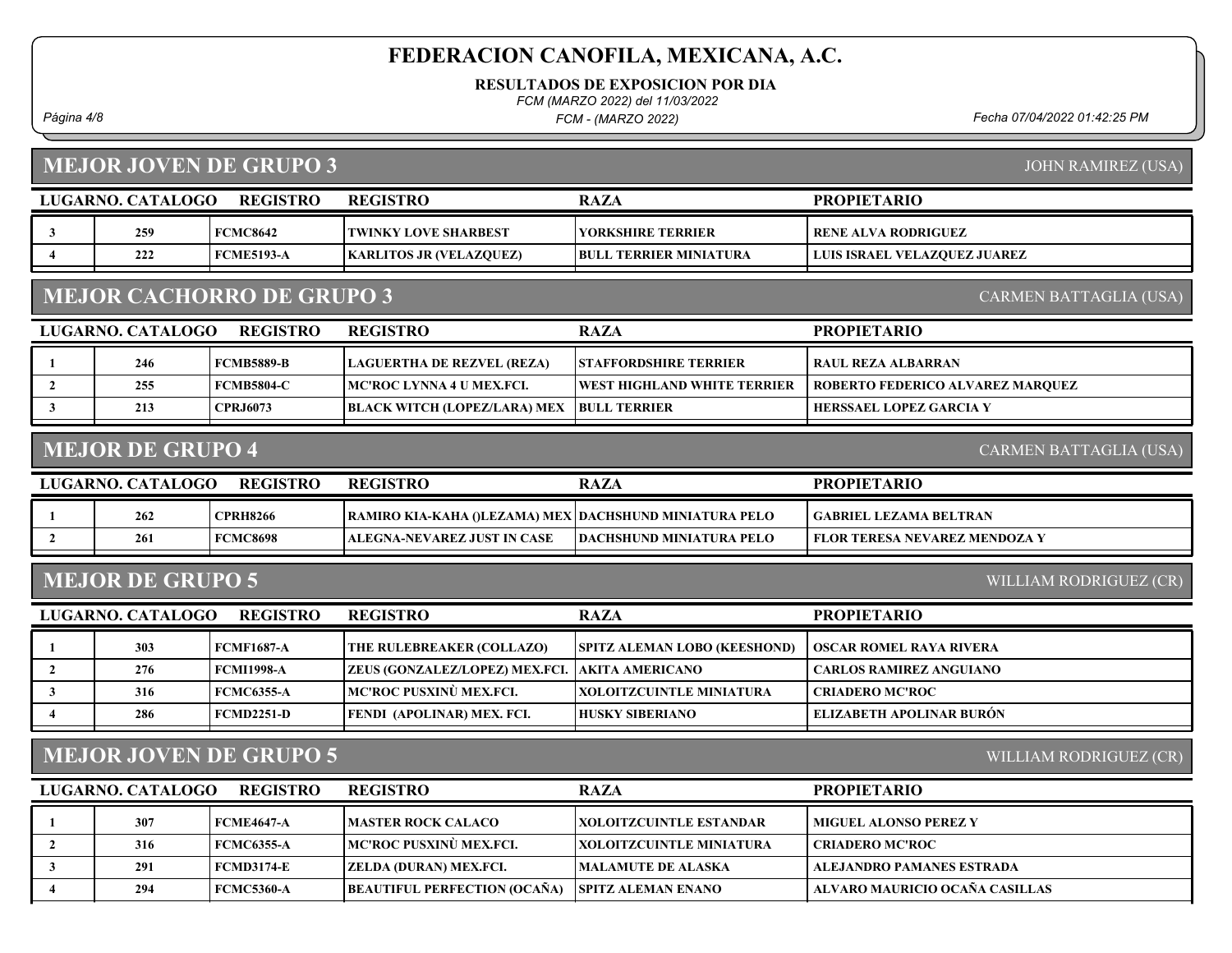# FEDERACION CANOFILA, MEXICANA, A.C.

**RESULTADOS DE EXPOSICION POR DIA**

*FCM (MARZO 2022) del 11/03/2022*

*FCM - (MARZO 2022)*

*Fecha 07/04/2022 01:42:25 PM*

## MEJOR JOVEN DE GRUPO 3

JOHN RAMIREZ (USA)

| LUGAR | NO. CATALOGO | REGISTRO | REGISTRO | RAZA | PROPIETARIO |
|---|---|---|---|---|---|
| 3 | 259 | FCMC8642 | TWINKY LOVE SHARBEST | YORKSHIRE TERRIER | RENE ALVA RODRIGUEZ |
| 4 | 222 | FCME5193-A | KARLITOS JR (VELAZQUEZ) | BULL TERRIER MINIATURA | LUIS ISRAEL VELAZQUEZ JUAREZ |

## MEJOR CACHORRO DE GRUPO 3

CARMEN BATTAGLIA (USA)

| LUGAR | NO. CATALOGO | REGISTRO | REGISTRO | RAZA | PROPIETARIO |
|---|---|---|---|---|---|
| 1 | 246 | FCMB5889-B | LAGUERTHA DE REZVEL (REZA) | STAFFORDSHIRE TERRIER | RAUL REZA ALBARRAN |
| 2 | 255 | FCMB5804-C | MC'ROC LYNNA 4 U MEX.FCI. | WEST HIGHLAND WHITE TERRIER | ROBERTO FEDERICO ALVAREZ MARQUEZ |
| 3 | 213 | CPRJ6073 | BLACK WITCH (LOPEZ/LARA) MEX | BULL TERRIER | HERSSAEL LOPEZ GARCIA Y |

## MEJOR DE GRUPO 4

CARMEN BATTAGLIA (USA)

| LUGAR | NO. CATALOGO | REGISTRO | REGISTRO | RAZA | PROPIETARIO |
|---|---|---|---|---|---|
| 1 | 262 | CPRH8266 | RAMIRO KIA-KAHA ()LEZAMA) MEX | DACHSHUND MINIATURA PELO | GABRIEL LEZAMA BELTRAN |
| 2 | 261 | FCMC8698 | ALEGNA-NEVAREZ JUST IN CASE | DACHSHUND MINIATURA PELO | FLOR TERESA NEVAREZ MENDOZA Y |

## MEJOR DE GRUPO 5

WILLIAM RODRIGUEZ (CR)

| LUGAR | NO. CATALOGO | REGISTRO | REGISTRO | RAZA | PROPIETARIO |
|---|---|---|---|---|---|
| 1 | 303 | FCMF1687-A | THE RULEBREAKER (COLLAZO) | SPITZ ALEMAN LOBO (KEESHOND) | OSCAR ROMEL RAYA RIVERA |
| 2 | 276 | FCMI1998-A | ZEUS (GONZALEZ/LOPEZ) MEX.FCI. | AKITA AMERICANO | CARLOS RAMIREZ ANGUIANO |
| 3 | 316 | FCMC6355-A | MC'ROC PUSXINÙ MEX.FCI. | XOLOITZCUINTLE MINIATURA | CRIADERO MC'ROC |
| 4 | 286 | FCMD2251-D | FENDI (APOLINAR) MEX. FCI. | HUSKY SIBERIANO | ELIZABETH APOLINAR BURÓN |

## MEJOR JOVEN DE GRUPO 5

WILLIAM RODRIGUEZ (CR)

| LUGAR | NO. CATALOGO | REGISTRO | REGISTRO | RAZA | PROPIETARIO |
|---|---|---|---|---|---|
| 1 | 307 | FCME4647-A | MASTER ROCK CALACO | XOLOITZCUINTLE ESTANDAR | MIGUEL ALONSO PEREZ Y |
| 2 | 316 | FCMC6355-A | MC'ROC PUSXINÙ MEX.FCI. | XOLOITZCUINTLE MINIATURA | CRIADERO MC'ROC |
| 3 | 291 | FCMD3174-E | ZELDA (DURAN) MEX.FCI. | MALAMUTE DE ALASKA | ALEJANDRO PAMANES ESTRADA |
| 4 | 294 | FCMC5360-A | BEAUTIFUL PERFECTION (OCAÑA) | SPITZ ALEMAN ENANO | ALVARO MAURICIO OCAÑA CASILLAS |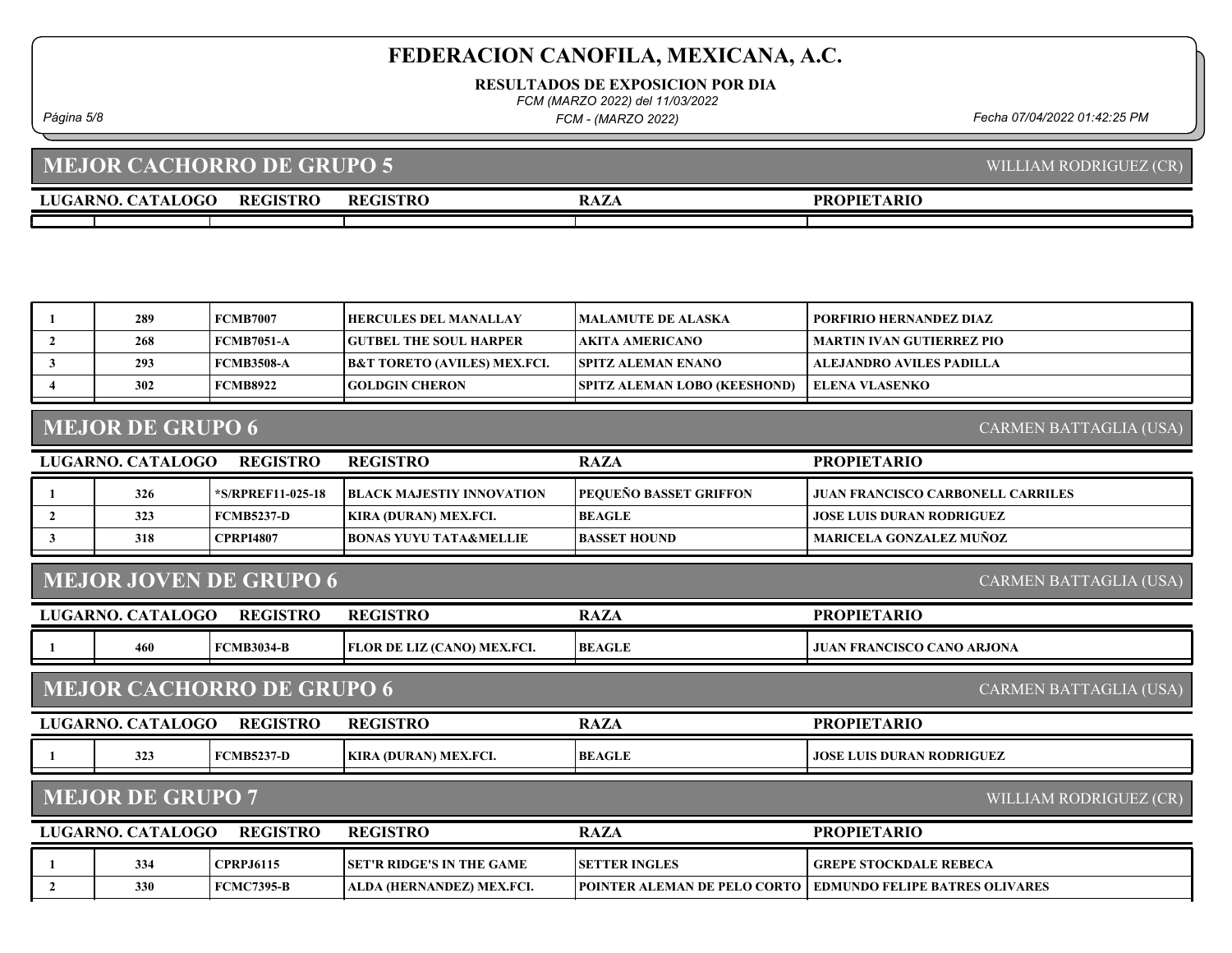# FEDERACION CANOFILA, MEXICANA, A.C.

**RESULTADOS DE EXPOSICION POR DIA**

*FCM (MARZO 2022) del 11/03/2022*

*FCM - (MARZO 2022)*

## MEJOR CACHORRO DE GRUPO 5

WILLIAM RODRIGUEZ (CR)

| LUGAR | NO. CATALOGO | REGISTRO | REGISTRO | RAZA | PROPIETARIO |
|---|---|---|---|---|---|
| 1 | 289 | FCMB7007 | HERCULES DEL MANALLAY | MALAMUTE DE ALASKA | PORFIRIO HERNANDEZ DIAZ |
| 2 | 268 | FCMB7051-A | GUTBEL THE SOUL HARPER | AKITA AMERICANO | MARTIN IVAN GUTIERREZ PIO |
| 3 | 293 | FCMB3508-A | B&T TORETO (AVILES) MEX.FCI. | SPITZ ALEMAN ENANO | ALEJANDRO AVILES PADILLA |
| 4 | 302 | FCMB8922 | GOLDGIN CHERON | SPITZ ALEMAN LOBO (KEESHOND) | ELENA VLASENKO |

## MEJOR DE GRUPO 6

CARMEN BATTAGLIA (USA)

| LUGAR | NO. CATALOGO | REGISTRO | REGISTRO | RAZA | PROPIETARIO |
|---|---|---|---|---|---|
| 1 | 326 | *S/RPREF11-025-18 | BLACK MAJESTIY INNOVATION | PEQUEÑO BASSET GRIFFON | JUAN FRANCISCO CARBONELL CARRILES |
| 2 | 323 | FCMB5237-D | KIRA (DURAN) MEX.FCI. | BEAGLE | JOSE LUIS DURAN RODRIGUEZ |
| 3 | 318 | CPRPI4807 | BONAS YUYU TATA&MELLIE | BASSET HOUND | MARICELA GONZALEZ MUÑOZ |

## MEJOR JOVEN DE GRUPO 6

CARMEN BATTAGLIA (USA)

| LUGAR | NO. CATALOGO | REGISTRO | REGISTRO | RAZA | PROPIETARIO |
|---|---|---|---|---|---|
| 1 | 460 | FCMB3034-B | FLOR DE LIZ (CANO) MEX.FCI. | BEAGLE | JUAN FRANCISCO CANO ARJONA |

## MEJOR CACHORRO DE GRUPO 6

CARMEN BATTAGLIA (USA)

| LUGAR | NO. CATALOGO | REGISTRO | REGISTRO | RAZA | PROPIETARIO |
|---|---|---|---|---|---|
| 1 | 323 | FCMB5237-D | KIRA (DURAN) MEX.FCI. | BEAGLE | JOSE LUIS DURAN RODRIGUEZ |

## MEJOR DE GRUPO 7

WILLIAM RODRIGUEZ (CR)

| LUGAR | NO. CATALOGO | REGISTRO | REGISTRO | RAZA | PROPIETARIO |
|---|---|---|---|---|---|
| 1 | 334 | CPRPJ6115 | SET'R RIDGE'S IN THE GAME | SETTER INGLES | GREPE STOCKDALE REBECA |
| 2 | 330 | FCMC7395-B | ALDA (HERNANDEZ) MEX.FCI. | POINTER ALEMAN DE PELO CORTO | EDMUNDO FELIPE BATRES OLIVARES |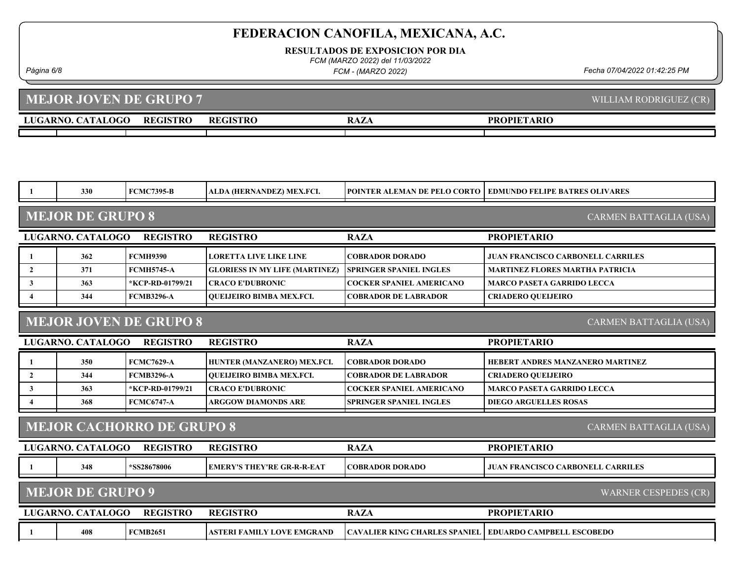# FEDERACION CANOFILA, MEXICANA, A.C.

**RESULTADOS DE EXPOSICION POR DIA**

*FCM (MARZO 2022) del 11/03/2022*

*FCM - (MARZO 2022)*

*Fecha 07/04/2022 01:42:25 PM*

## MEJOR JOVEN DE GRUPO 7

WILLIAM RODRIGUEZ (CR)

| LUGAR | NO. CATALOGO | REGISTRO | REGISTRO | RAZA | PROPIETARIO |
|---|---|---|---|---|---|
| | | | | | |
| 1 | 330 | FCMC7395-B | ALDA (HERNANDEZ) MEX.FCI. | POINTER ALEMAN DE PELO CORTO | EDMUNDO FELIPE BATRES OLIVARES |

## MEJOR DE GRUPO 8

CARMEN BATTAGLIA (USA)

| LUGAR | NO. CATALOGO | REGISTRO | REGISTRO | RAZA | PROPIETARIO |
|---|---|---|---|---|---|
| 1 | 362 | FCMH9390 | LORETTA LIVE LIKE LINE | COBRADOR DORADO | JUAN FRANCISCO CARBONELL CARRILES |
| 2 | 371 | FCMH5745-A | GLORIESS IN MY LIFE (MARTINEZ) | SPRINGER SPANIEL INGLES | MARTINEZ FLORES MARTHA PATRICIA |
| 3 | 363 | *KCP-RD-01799/21 | CRACO E'DUBRONIC | COCKER SPANIEL AMERICANO | MARCO PASETA GARRIDO LECCA |
| 4 | 344 | FCMB3296-A | QUEIJEIRO BIMBA MEX.FCI. | COBRADOR DE LABRADOR | CRIADERO QUEIJEIRO |

## MEJOR JOVEN DE GRUPO 8

CARMEN BATTAGLIA (USA)

| LUGAR | NO. CATALOGO | REGISTRO | REGISTRO | RAZA | PROPIETARIO |
|---|---|---|---|---|---|
| 1 | 350 | FCMC7629-A | HUNTER (MANZANERO) MEX.FCI. | COBRADOR DORADO | HEBERT ANDRES MANZANERO MARTINEZ |
| 2 | 344 | FCMB3296-A | QUEIJEIRO BIMBA MEX.FCI. | COBRADOR DE LABRADOR | CRIADERO QUEIJEIRO |
| 3 | 363 | *KCP-RD-01799/21 | CRACO E'DUBRONIC | COCKER SPANIEL AMERICANO | MARCO PASETA GARRIDO LECCA |
| 4 | 368 | FCMC6747-A | ARGGOW DIAMONDS ARE | SPRINGER SPANIEL INGLES | DIEGO ARGUELLES ROSAS |

## MEJOR CACHORRO DE GRUPO 8

CARMEN BATTAGLIA (USA)

| LUGAR | NO. CATALOGO | REGISTRO | REGISTRO | RAZA | PROPIETARIO |
|---|---|---|---|---|---|
| 1 | 348 | *SS28678006 | EMERY'S THEY'RE GR-R-R-EAT | COBRADOR DORADO | JUAN FRANCISCO CARBONELL CARRILES |

## MEJOR DE GRUPO 9

WARNER CESPEDES (CR)

| LUGAR | NO. CATALOGO | REGISTRO | REGISTRO | RAZA | PROPIETARIO |
|---|---|---|---|---|---|
| 1 | 408 | FCMB2651 | ASTERI FAMILY LOVE EMGRAND | CAVALIER KING CHARLES SPANIEL | EDUARDO CAMPBELL ESCOBEDO |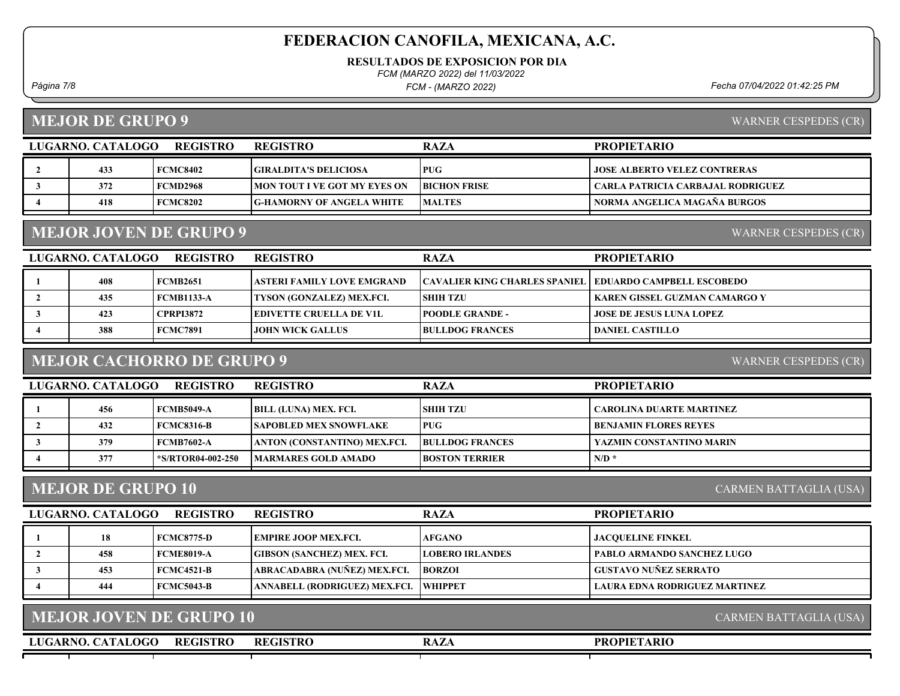# FEDERACION CANOFILA, MEXICANA, A.C.

**RESULTADOS DE EXPOSICION POR DIA**

*FCM (MARZO 2022) del 11/03/2022*

*FCM - (MARZO 2022)*

*Fecha 07/04/2022 01:42:25 PM*

## MEJOR DE GRUPO 9

WARNER CESPEDES (CR)

| LUGAR | NO. CATALOGO | REGISTRO | REGISTRO | RAZA | PROPIETARIO |
|---|---|---|---|---|---|
| 2 | 433 | FCMC8402 | GIRALDITA'S DELICIOSA | PUG | JOSE ALBERTO VELEZ CONTRERAS |
| 3 | 372 | FCMD2968 | MON TOUT I VE GOT MY EYES ON | BICHON FRISE | CARLA PATRICIA CARBAJAL RODRIGUEZ |
| 4 | 418 | FCMC8202 | G-HAMORNY OF ANGELA WHITE | MALTES | NORMA ANGELICA MAGAÑA BURGOS |

## MEJOR JOVEN DE GRUPO 9

WARNER CESPEDES (CR)

| LUGAR | NO. CATALOGO | REGISTRO | REGISTRO | RAZA | PROPIETARIO |
|---|---|---|---|---|---|
| 1 | 408 | FCMB2651 | ASTERI FAMILY LOVE EMGRAND | CAVALIER KING CHARLES SPANIEL | EDUARDO CAMPBELL ESCOBEDO |
| 2 | 435 | FCMB1133-A | TYSON (GONZALEZ) MEX.FCI. | SHIH TZU | KAREN GISSEL GUZMAN CAMARGO Y |
| 3 | 423 | CPRPI3872 | EDIVETTE CRUELLA DE V1L | POODLE GRANDE - | JOSE DE JESUS LUNA LOPEZ |
| 4 | 388 | FCMC7891 | JOHN WICK GALLUS | BULLDOG FRANCES | DANIEL CASTILLO |

## MEJOR CACHORRO DE GRUPO 9

WARNER CESPEDES (CR)

| LUGAR | NO. CATALOGO | REGISTRO | REGISTRO | RAZA | PROPIETARIO |
|---|---|---|---|---|---|
| 1 | 456 | FCMB5049-A | BILL (LUNA) MEX. FCI. | SHIH TZU | CAROLINA DUARTE MARTINEZ |
| 2 | 432 | FCMC8316-B | SAPOBLED MEX SNOWFLAKE | PUG | BENJAMIN FLORES REYES |
| 3 | 379 | FCMB7602-A | ANTON (CONSTANTINO) MEX.FCI. | BULLDOG FRANCES | YAZMIN CONSTANTINO MARIN |
| 4 | 377 | *S/RTOR04-002-250 | MARMARES GOLD AMADO | BOSTON TERRIER | N/D * |

## MEJOR DE GRUPO 10

CARMEN BATTAGLIA (USA)

| LUGAR | NO. CATALOGO | REGISTRO | REGISTRO | RAZA | PROPIETARIO |
|---|---|---|---|---|---|
| 1 | 18 | FCMC8775-D | EMPIRE JOOP MEX.FCI. | AFGANO | JACQUELINE FINKEL |
| 2 | 458 | FCME8019-A | GIBSON (SANCHEZ) MEX. FCI. | LOBERO IRLANDES | PABLO ARMANDO SANCHEZ LUGO |
| 3 | 453 | FCMC4521-B | ABRACADABRA (NUÑEZ) MEX.FCI. | BORZOI | GUSTAVO NUÑEZ SERRATO |
| 4 | 444 | FCMC5043-B | ANNABELL (RODRIGUEZ) MEX.FCI. | WHIPPET | LAURA EDNA RODRIGUEZ MARTINEZ |

## MEJOR JOVEN DE GRUPO 10

CARMEN BATTAGLIA (USA)

| LUGAR | NO. CATALOGO | REGISTRO | REGISTRO | RAZA | PROPIETARIO |
|---|---|---|---|---|---|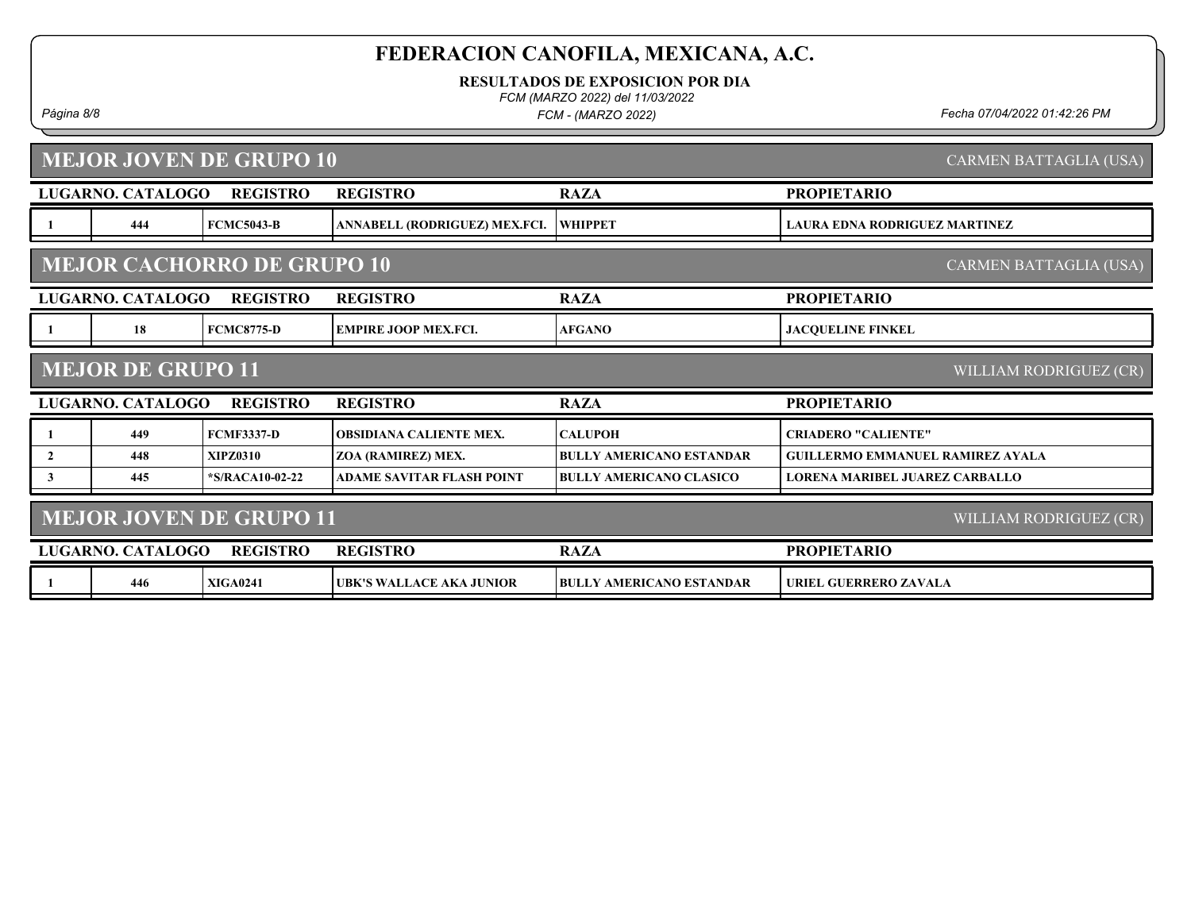## MEJOR JOVEN DE GRUPO 10

CARMEN BATTAGLIA (USA)

| LUGAR | NO. CATALOGO | REGISTRO | REGISTRO | RAZA | PROPIETARIO |
|---|---|---|---|---|---|
| 1 | 444 | FCMC5043-B | ANNABELL (RODRIGUEZ) MEX.FCI. | WHIPPET | LAURA EDNA RODRIGUEZ MARTINEZ |

## MEJOR CACHORRO DE GRUPO 10

CARMEN BATTAGLIA (USA)

| LUGAR | NO. CATALOGO | REGISTRO | REGISTRO | RAZA | PROPIETARIO |
|---|---|---|---|---|---|
| 1 | 18 | FCMC8775-D | EMPIRE JOOP MEX.FCI. | AFGANO | JACQUELINE FINKEL |

## MEJOR DE GRUPO 11

WILLIAM RODRIGUEZ (CR)

| LUGAR | NO. CATALOGO | REGISTRO | REGISTRO | RAZA | PROPIETARIO |
|---|---|---|---|---|---|
| 1 | 449 | FCMF3337-D | OBSIDIANA CALIENTE MEX. | CALUPOH | CRIADERO "CALIENTE" |
| 2 | 448 | XIPZ0310 | ZOA (RAMIREZ) MEX. | BULLY AMERICANO ESTANDAR | GUILLERMO EMMANUEL RAMIREZ AYALA |
| 3 | 445 | *S/RACA10-02-22 | ADAME SAVITAR FLASH POINT | BULLY AMERICANO CLASICO | LORENA MARIBEL JUAREZ CARBALLO |

## MEJOR JOVEN DE GRUPO 11

WILLIAM RODRIGUEZ (CR)

| LUGAR | NO. CATALOGO | REGISTRO | REGISTRO | RAZA | PROPIETARIO |
|---|---|---|---|---|---|
| 1 | 446 | XIGA0241 | UBK'S WALLACE AKA JUNIOR | BULLY AMERICANO ESTANDAR | URIEL GUERRERO ZAVALA |